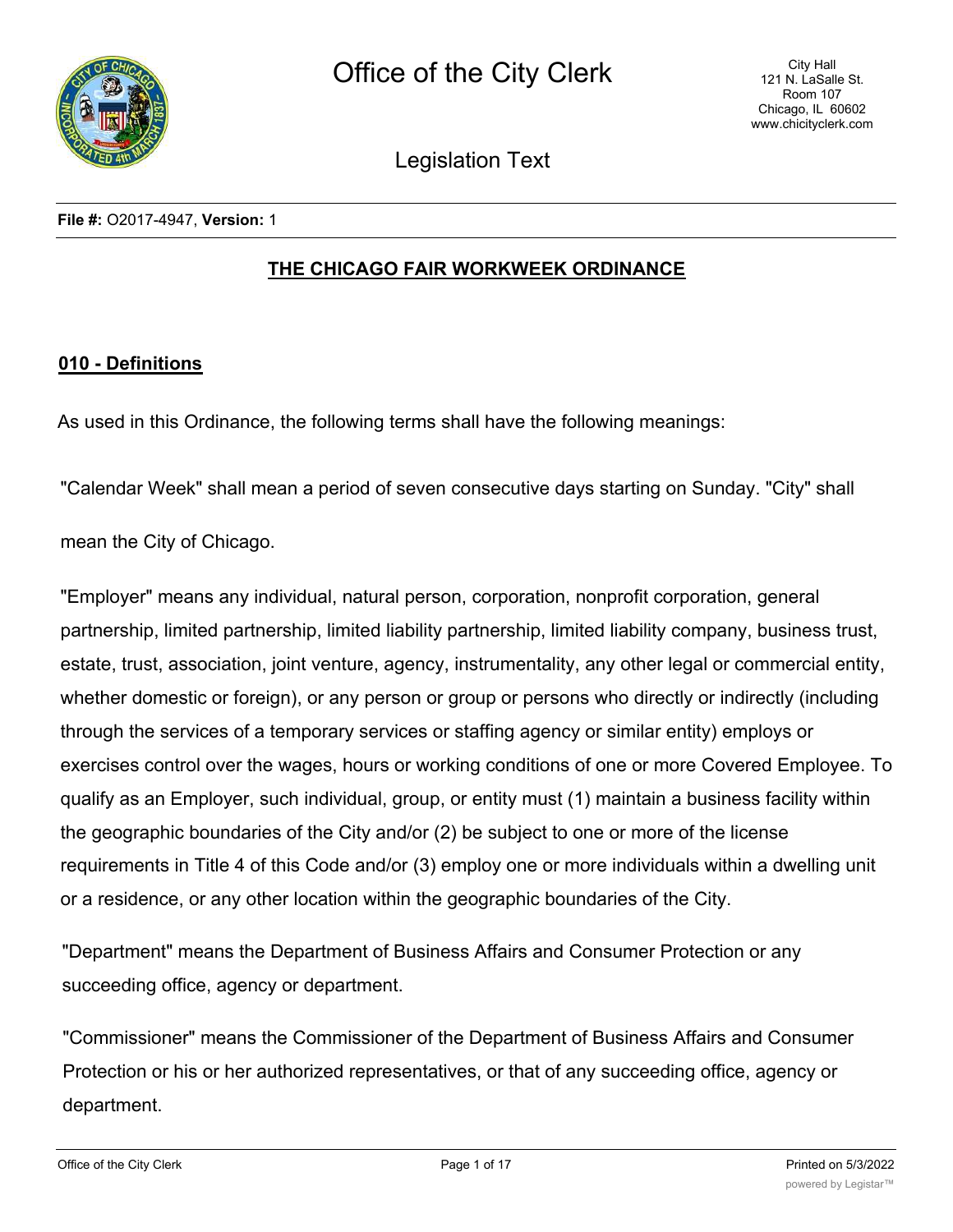File #: O2017-4947, Version: 1

# THE CHICAGO FAIR WORKWEEK ORDINANCE

## 010 - Definitions

As used in this Ordinance, the following terms shall have the following meanings:

"Calendar Week" shall mean a period of seven consecutive days starting on Sunday. "City" shall mean the City of Chicago.

"Employer" means any individual, natural person, corporation, nonprofit corporation, general partnership, limited partnership, limited liability partnership, limited liability company, business trust, estate, trust, association, joint venture, agency, instrumentality, any other legal or commercial entity, whether domestic or foreign), or any person or group or persons who directly or indirectly (including through the services of a temporary services or staffing agency or similar entity) employs or exercises control over the wages, hours or working conditions of one or more Covered Employee. To qualify as an Employer, such individual, group, or entity must (1) maintain a business facility within the geographic boundaries of the City and/or (2) be subject to one or more of the license requirements in Title 4 of this Code and/or (3) employ one or more individuals within a dwelling unit or a residence, or any other location within the geographic boundaries of the City.

"Department" means the Department of Business Affairs and Consumer Protection or any succeeding office, agency or department.

"Commissioner" means the Commissioner of the Department of Business Affairs and Consumer Protection or his or her authorized representatives, or that of any succeeding office, agency or department.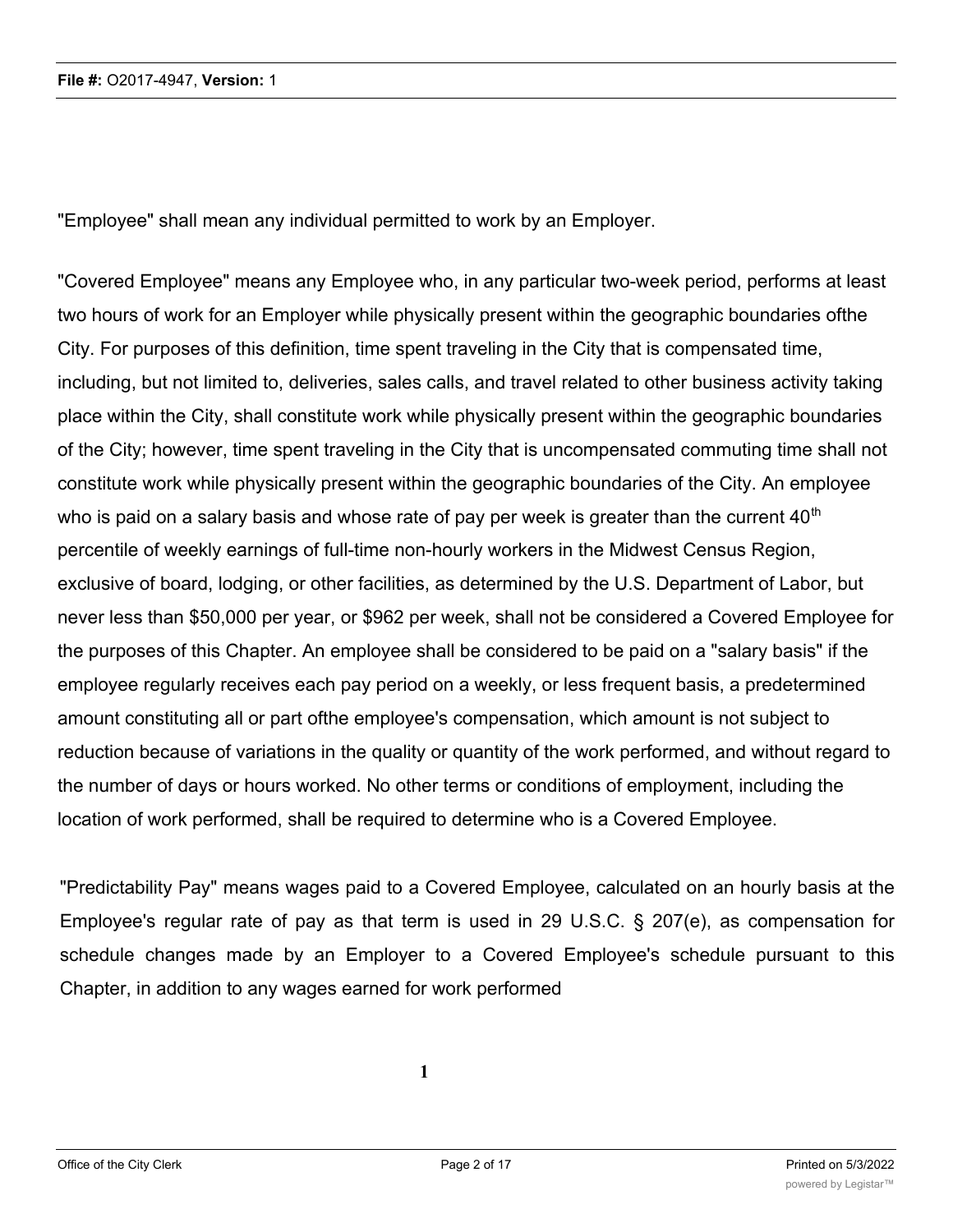"Employee" shall mean any individual permitted to work by an Employer.

"Covered Employee" means any Employee who, in any particular two-week period, performs at least two hours of work for an Employer while physically present within the geographic boundaries ofthe City. For purposes of this definition, time spent traveling in the City that is compensated time, including, but not limited to, deliveries, sales calls, and travel related to other business activity taking place within the City, shall constitute work while physically present within the geographic boundaries of the City; however, time spent traveling in the City that is uncompensated commuting time shall not constitute work while physically present within the geographic boundaries of the City. An employee who is paid on a salary basis and whose rate of pay per week is greater than the current 40th percentile of weekly earnings of full-time non-hourly workers in the Midwest Census Region, exclusive of board, lodging, or other facilities, as determined by the U.S. Department of Labor, but never less than $50,000 per year, or $962 per week, shall not be considered a Covered Employee for the purposes of this Chapter. An employee shall be considered to be paid on a "salary basis" if the employee regularly receives each pay period on a weekly, or less frequent basis, a predetermined amount constituting all or part ofthe employee's compensation, which amount is not subject to reduction because of variations in the quality or quantity of the work performed, and without regard to the number of days or hours worked. No other terms or conditions of employment, including the location of work performed, shall be required to determine who is a Covered Employee.

"Predictability Pay" means wages paid to a Covered Employee, calculated on an hourly basis at the Employee's regular rate of pay as that term is used in 29 U.S.C. § 207(e), as compensation for schedule changes made by an Employer to a Covered Employee's schedule pursuant to this Chapter, in addition to any wages earned for work performed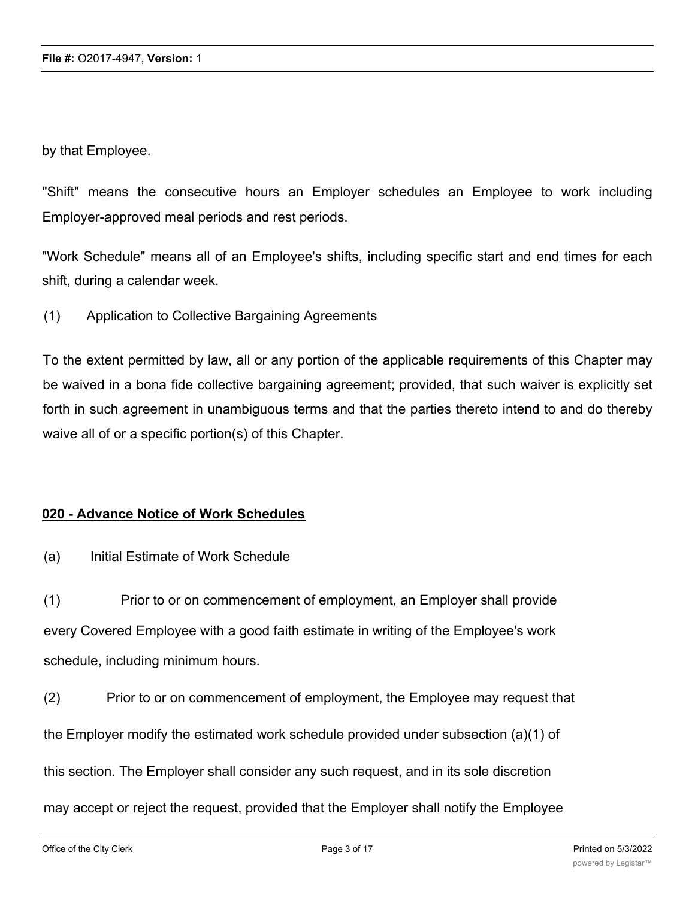by that Employee.

"Shift" means the consecutive hours an Employer schedules an Employee to work including Employer-approved meal periods and rest periods.

"Work Schedule" means all of an Employee's shifts, including specific start and end times for each shift, during a calendar week.

(1) Application to Collective Bargaining Agreements

To the extent permitted by law, all or any portion of the applicable requirements of this Chapter may be waived in a bona fide collective bargaining agreement; provided, that such waiver is explicitly set forth in such agreement in unambiguous terms and that the parties thereto intend to and do thereby waive all of or a specific portion(s) of this Chapter.

**<u>020 - Advance Notice of Work Schedules</u>**

(a) Initial Estimate of Work Schedule

(1) Prior to or on commencement of employment, an Employer shall provide every Covered Employee with a good faith estimate in writing of the Employee's work schedule, including minimum hours.

(2) Prior to or on commencement of employment, the Employee may request that the Employer modify the estimated work schedule provided under subsection (a)(1) of this section. The Employer shall consider any such request, and in its sole discretion may accept or reject the request, provided that the Employer shall notify the Employee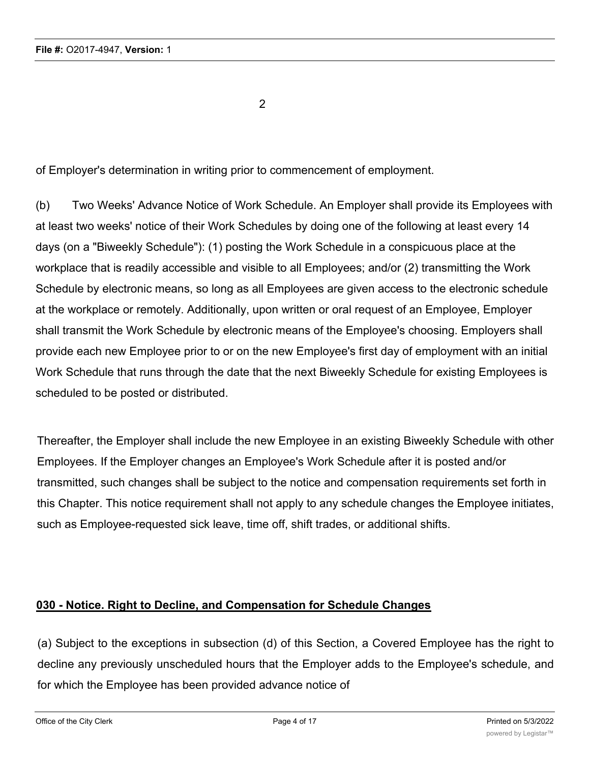of Employer's determination in writing prior to commencement of employment.

(b) Two Weeks' Advance Notice of Work Schedule. An Employer shall provide its Employees with at least two weeks' notice of their Work Schedules by doing one of the following at least every 14 days (on a "Biweekly Schedule"): (1) posting the Work Schedule in a conspicuous place at the workplace that is readily accessible and visible to all Employees; and/or (2) transmitting the Work Schedule by electronic means, so long as all Employees are given access to the electronic schedule at the workplace or remotely. Additionally, upon written or oral request of an Employee, Employer shall transmit the Work Schedule by electronic means of the Employee's choosing. Employers shall provide each new Employee prior to or on the new Employee's first day of employment with an initial Work Schedule that runs through the date that the next Biweekly Schedule for existing Employees is scheduled to be posted or distributed.

Thereafter, the Employer shall include the new Employee in an existing Biweekly Schedule with other Employees. If the Employer changes an Employee's Work Schedule after it is posted and/or transmitted, such changes shall be subject to the notice and compensation requirements set forth in this Chapter. This notice requirement shall not apply to any schedule changes the Employee initiates, such as Employee-requested sick leave, time off, shift trades, or additional shifts.

**030 - Notice. Right to Decline, and Compensation for Schedule Changes**

(a) Subject to the exceptions in subsection (d) of this Section, a Covered Employee has the right to decline any previously unscheduled hours that the Employer adds to the Employee's schedule, and for which the Employee has been provided advance notice of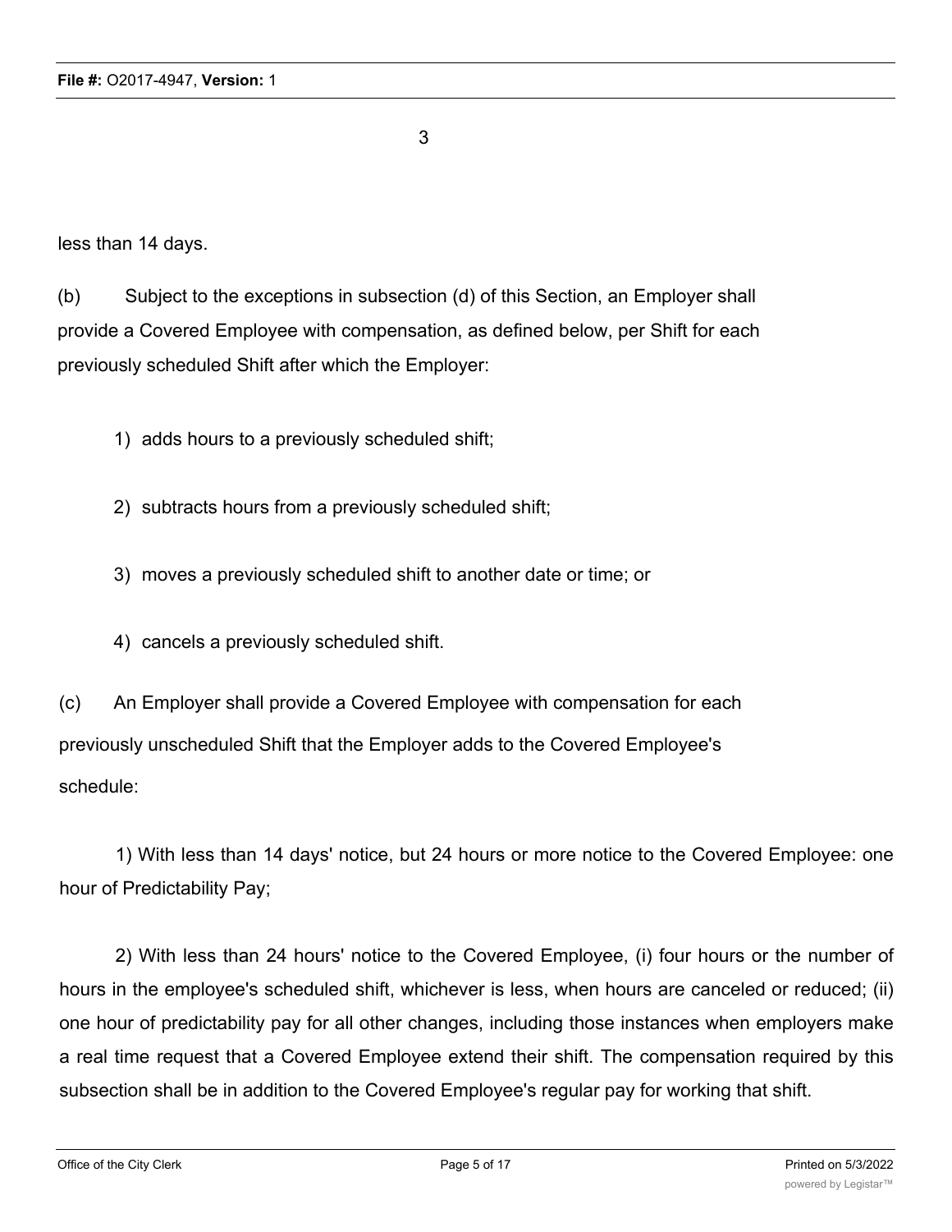less than 14 days.

(b) Subject to the exceptions in subsection (d) of this Section, an Employer shall provide a Covered Employee with compensation, as defined below, per Shift for each previously scheduled Shift after which the Employer:

1) adds hours to a previously scheduled shift;

2) subtracts hours from a previously scheduled shift;

3) moves a previously scheduled shift to another date or time; or

4) cancels a previously scheduled shift.

(c) An Employer shall provide a Covered Employee with compensation for each previously unscheduled Shift that the Employer adds to the Covered Employee's schedule:

1) With less than 14 days' notice, but 24 hours or more notice to the Covered Employee: one hour of Predictability Pay;

2) With less than 24 hours' notice to the Covered Employee, (i) four hours or the number of hours in the employee's scheduled shift, whichever is less, when hours are canceled or reduced; (ii) one hour of predictability pay for all other changes, including those instances when employers make a real time request that a Covered Employee extend their shift. The compensation required by this subsection shall be in addition to the Covered Employee's regular pay for working that shift.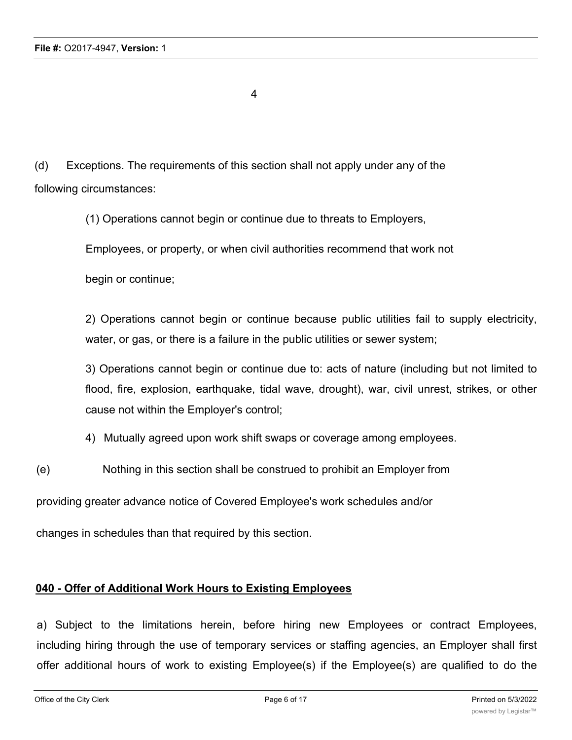4

(d) Exceptions. The requirements of this section shall not apply under any of the following circumstances:

(1) Operations cannot begin or continue due to threats to Employers, Employees, or property, or when civil authorities recommend that work not begin or continue;

2) Operations cannot begin or continue because public utilities fail to supply electricity, water, or gas, or there is a failure in the public utilities or sewer system;

3) Operations cannot begin or continue due to: acts of nature (including but not limited to flood, fire, explosion, earthquake, tidal wave, drought), war, civil unrest, strikes, or other cause not within the Employer's control;

4) Mutually agreed upon work shift swaps or coverage among employees.

(e) Nothing in this section shall be construed to prohibit an Employer from providing greater advance notice of Covered Employee's work schedules and/or changes in schedules than that required by this section.

**<u>040 - Offer of Additional Work Hours to Existing Employees</u>**

a) Subject to the limitations herein, before hiring new Employees or contract Employees, including hiring through the use of temporary services or staffing agencies, an Employer shall first offer additional hours of work to existing Employee(s) if the Employee(s) are qualified to do the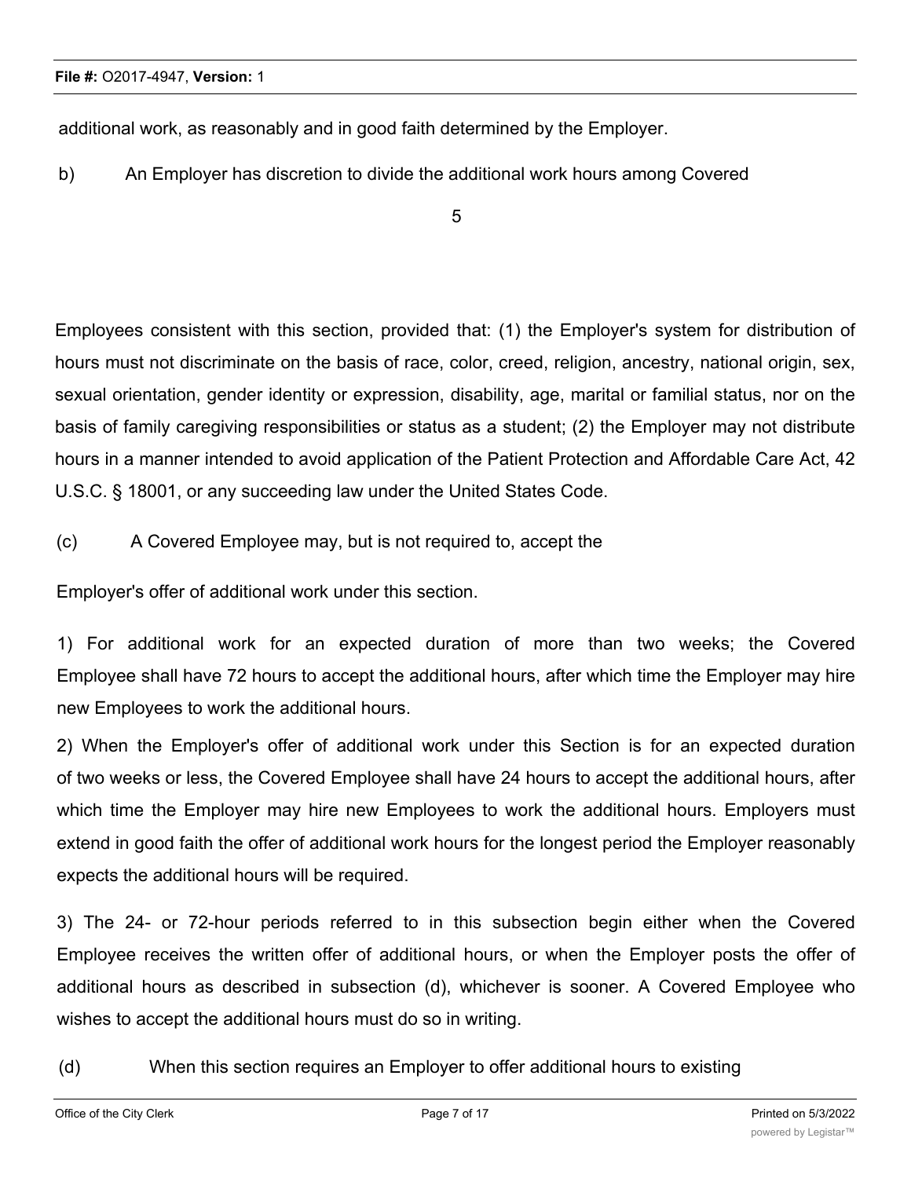additional work, as reasonably and in good faith determined by the Employer.

b) An Employer has discretion to divide the additional work hours among Covered Employees consistent with this section, provided that: (1) the Employer's system for distribution of hours must not discriminate on the basis of race, color, creed, religion, ancestry, national origin, sex, sexual orientation, gender identity or expression, disability, age, marital or familial status, nor on the basis of family caregiving responsibilities or status as a student; (2) the Employer may not distribute hours in a manner intended to avoid application of the Patient Protection and Affordable Care Act, 42 U.S.C. § 18001, or any succeeding law under the United States Code.

(c) A Covered Employee may, but is not required to, accept the Employer's offer of additional work under this section.

1) For additional work for an expected duration of more than two weeks; the Covered Employee shall have 72 hours to accept the additional hours, after which time the Employer may hire new Employees to work the additional hours.

2) When the Employer's offer of additional work under this Section is for an expected duration of two weeks or less, the Covered Employee shall have 24 hours to accept the additional hours, after which time the Employer may hire new Employees to work the additional hours. Employers must extend in good faith the offer of additional work hours for the longest period the Employer reasonably expects the additional hours will be required.

3) The 24- or 72-hour periods referred to in this subsection begin either when the Covered Employee receives the written offer of additional hours, or when the Employer posts the offer of additional hours as described in subsection (d), whichever is sooner. A Covered Employee who wishes to accept the additional hours must do so in writing.

(d) When this section requires an Employer to offer additional hours to existing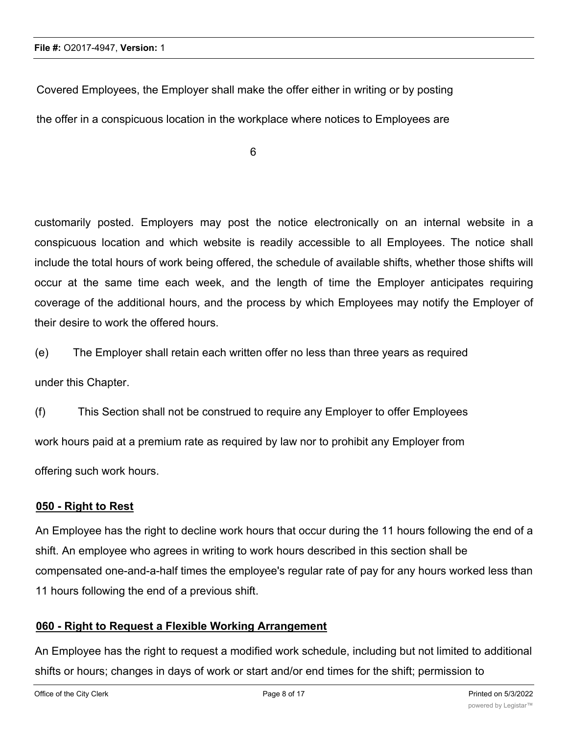Covered Employees, the Employer shall make the offer either in writing or by posting the offer in a conspicuous location in the workplace where notices to Employees are customarily posted. Employers may post the notice electronically on an internal website in a conspicuous location and which website is readily accessible to all Employees. The notice shall include the total hours of work being offered, the schedule of available shifts, whether those shifts will occur at the same time each week, and the length of time the Employer anticipates requiring coverage of the additional hours, and the process by which Employees may notify the Employer of their desire to work the offered hours.

(e) The Employer shall retain each written offer no less than three years as required under this Chapter.

(f) This Section shall not be construed to require any Employer to offer Employees work hours paid at a premium rate as required by law nor to prohibit any Employer from offering such work hours.

**050 - Right to Rest**

An Employee has the right to decline work hours that occur during the 11 hours following the end of a shift. An employee who agrees in writing to work hours described in this section shall be compensated one-and-a-half times the employee's regular rate of pay for any hours worked less than 11 hours following the end of a previous shift.

**060 - Right to Request a Flexible Working Arrangement**

An Employee has the right to request a modified work schedule, including but not limited to additional shifts or hours; changes in days of work or start and/or end times for the shift; permission to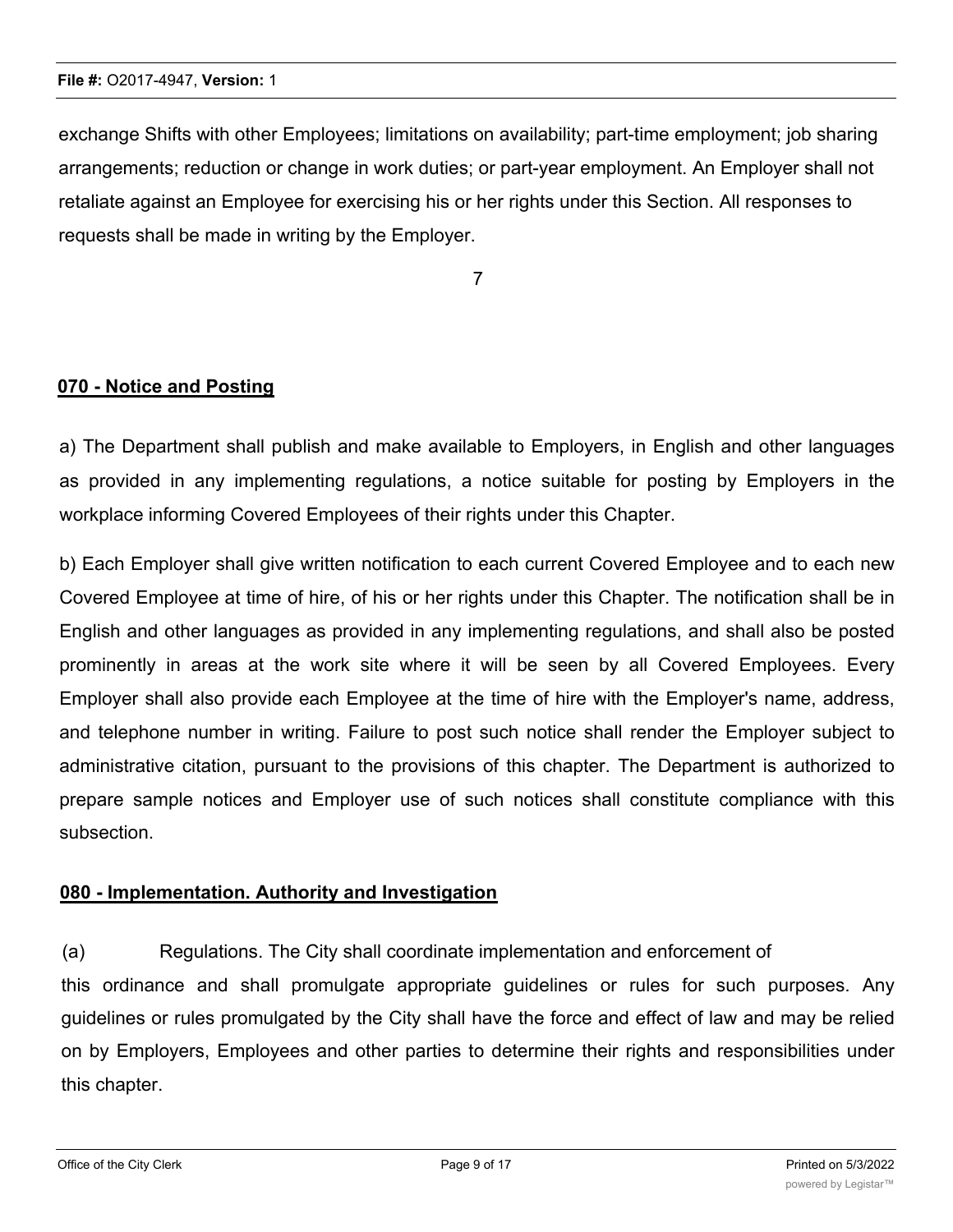exchange Shifts with other Employees; limitations on availability; part-time employment; job sharing arrangements; reduction or change in work duties; or part-year employment. An Employer shall not retaliate against an Employee for exercising his or her rights under this Section. All responses to requests shall be made in writing by the Employer.

**070 - Notice and Posting**

a) The Department shall publish and make available to Employers, in English and other languages as provided in any implementing regulations, a notice suitable for posting by Employers in the workplace informing Covered Employees of their rights under this Chapter.

b) Each Employer shall give written notification to each current Covered Employee and to each new Covered Employee at time of hire, of his or her rights under this Chapter. The notification shall be in English and other languages as provided in any implementing regulations, and shall also be posted prominently in areas at the work site where it will be seen by all Covered Employees. Every Employer shall also provide each Employee at the time of hire with the Employer's name, address, and telephone number in writing. Failure to post such notice shall render the Employer subject to administrative citation, pursuant to the provisions of this chapter. The Department is authorized to prepare sample notices and Employer use of such notices shall constitute compliance with this subsection.

**080 - Implementation. Authority and Investigation**

(a) Regulations. The City shall coordinate implementation and enforcement of this ordinance and shall promulgate appropriate guidelines or rules for such purposes. Any guidelines or rules promulgated by the City shall have the force and effect of law and may be relied on by Employers, Employees and other parties to determine their rights and responsibilities under this chapter.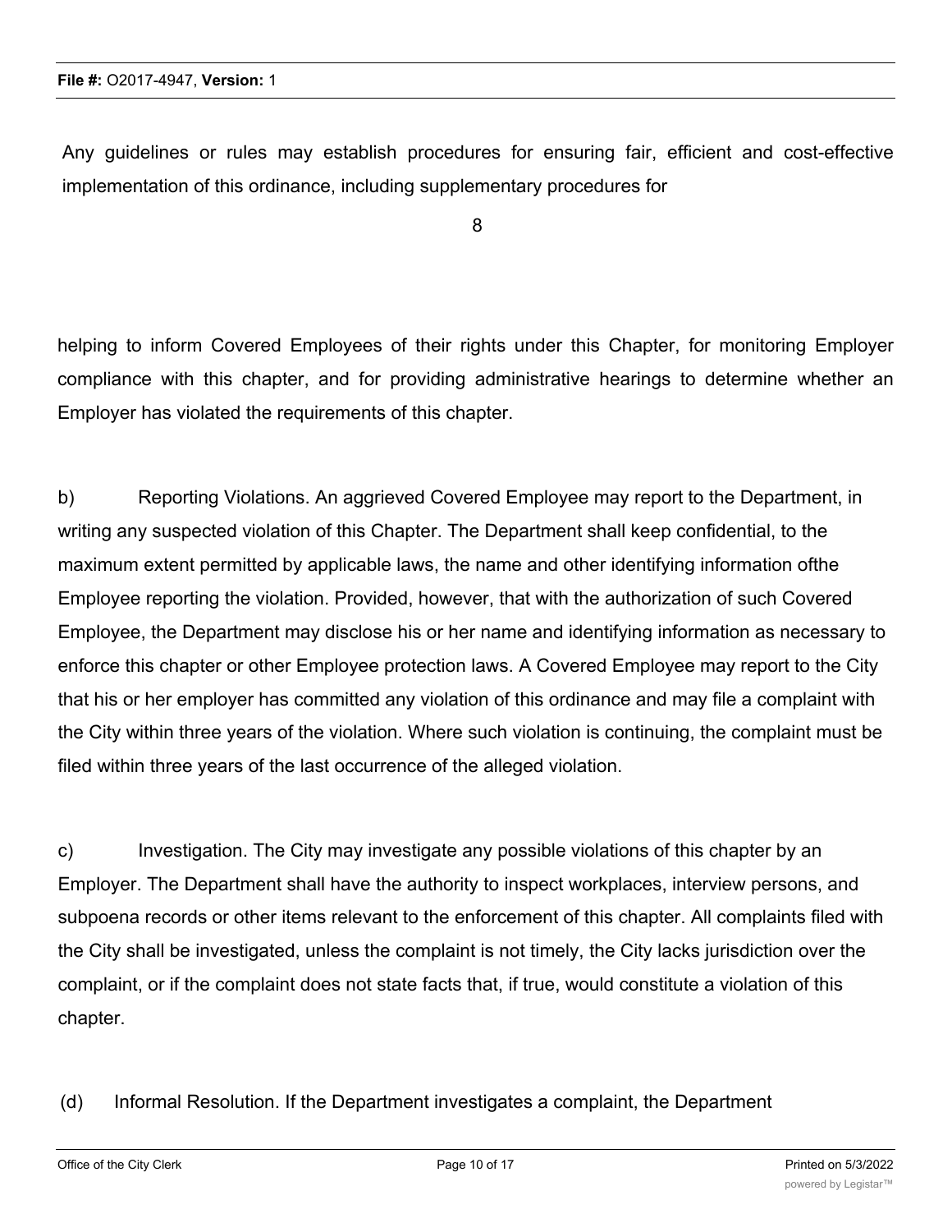Any guidelines or rules may establish procedures for ensuring fair, efficient and cost-effective implementation of this ordinance, including supplementary procedures for

helping to inform Covered Employees of their rights under this Chapter, for monitoring Employer compliance with this chapter, and for providing administrative hearings to determine whether an Employer has violated the requirements of this chapter.

b) Reporting Violations. An aggrieved Covered Employee may report to the Department, in writing any suspected violation of this Chapter. The Department shall keep confidential, to the maximum extent permitted by applicable laws, the name and other identifying information ofthe Employee reporting the violation. Provided, however, that with the authorization of such Covered Employee, the Department may disclose his or her name and identifying information as necessary to enforce this chapter or other Employee protection laws. A Covered Employee may report to the City that his or her employer has committed any violation of this ordinance and may file a complaint with the City within three years of the violation. Where such violation is continuing, the complaint must be filed within three years of the last occurrence of the alleged violation.

c) Investigation. The City may investigate any possible violations of this chapter by an Employer. The Department shall have the authority to inspect workplaces, interview persons, and subpoena records or other items relevant to the enforcement of this chapter. All complaints filed with the City shall be investigated, unless the complaint is not timely, the City lacks jurisdiction over the complaint, or if the complaint does not state facts that, if true, would constitute a violation of this chapter.

(d) Informal Resolution. If the Department investigates a complaint, the Department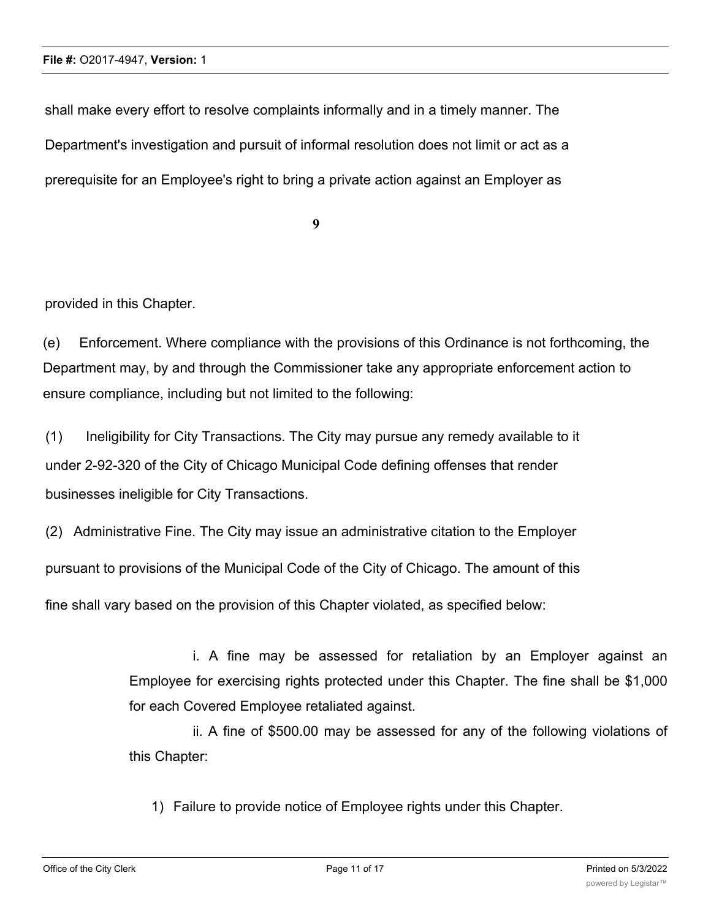shall make every effort to resolve complaints informally and in a timely manner. The Department's investigation and pursuit of informal resolution does not limit or act as a prerequisite for an Employee's right to bring a private action against an Employer as provided in this Chapter.

(e) Enforcement. Where compliance with the provisions of this Ordinance is not forthcoming, the Department may, by and through the Commissioner take any appropriate enforcement action to ensure compliance, including but not limited to the following:

(1) Ineligibility for City Transactions. The City may pursue any remedy available to it under 2-92-320 of the City of Chicago Municipal Code defining offenses that render businesses ineligible for City Transactions.

(2) Administrative Fine. The City may issue an administrative citation to the Employer pursuant to provisions of the Municipal Code of the City of Chicago. The amount of this fine shall vary based on the provision of this Chapter violated, as specified below:

i. A fine may be assessed for retaliation by an Employer against an Employee for exercising rights protected under this Chapter. The fine shall be $1,000 for each Covered Employee retaliated against.

ii. A fine of $500.00 may be assessed for any of the following violations of this Chapter:

1) Failure to provide notice of Employee rights under this Chapter.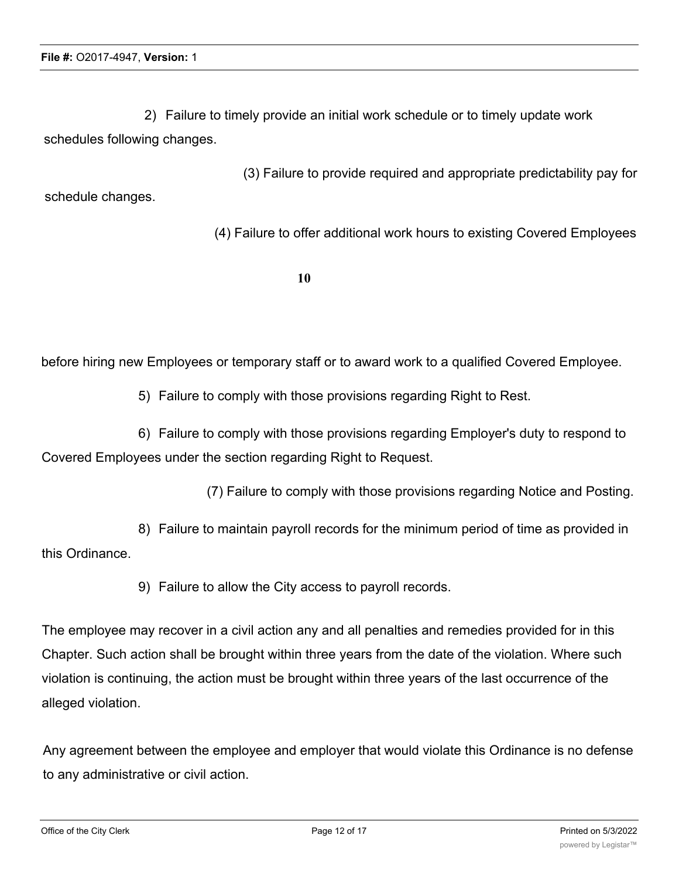2) Failure to timely provide an initial work schedule or to timely update work schedules following changes.

(3) Failure to provide required and appropriate predictability pay for schedule changes.

(4) Failure to offer additional work hours to existing Covered Employees before hiring new Employees or temporary staff or to award work to a qualified Covered Employee.

5) Failure to comply with those provisions regarding Right to Rest.

6) Failure to comply with those provisions regarding Employer's duty to respond to Covered Employees under the section regarding Right to Request.

(7) Failure to comply with those provisions regarding Notice and Posting.

8) Failure to maintain payroll records for the minimum period of time as provided in this Ordinance.

9) Failure to allow the City access to payroll records.

The employee may recover in a civil action any and all penalties and remedies provided for in this Chapter. Such action shall be brought within three years from the date of the violation. Where such violation is continuing, the action must be brought within three years of the last occurrence of the alleged violation.

Any agreement between the employee and employer that would violate this Ordinance is no defense to any administrative or civil action.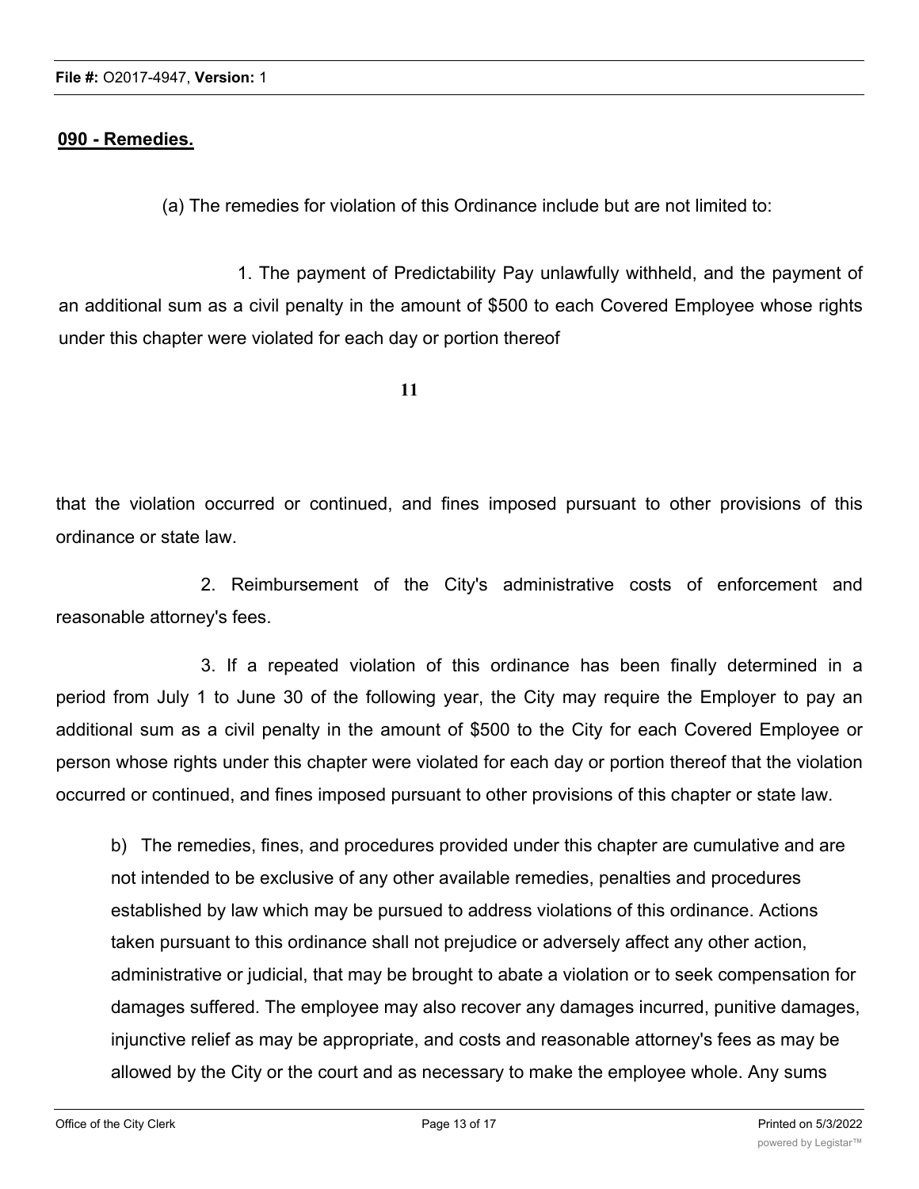**090 - Remedies.**

(a) The remedies for violation of this Ordinance include but are not limited to:

1. The payment of Predictability Pay unlawfully withheld, and the payment of an additional sum as a civil penalty in the amount of $500 to each Covered Employee whose rights under this chapter were violated for each day or portion thereof that the violation occurred or continued, and fines imposed pursuant to other provisions of this ordinance or state law.

2. Reimbursement of the City's administrative costs of enforcement and reasonable attorney's fees.

3. If a repeated violation of this ordinance has been finally determined in a period from July 1 to June 30 of the following year, the City may require the Employer to pay an additional sum as a civil penalty in the amount of $500 to the City for each Covered Employee or person whose rights under this chapter were violated for each day or portion thereof that the violation occurred or continued, and fines imposed pursuant to other provisions of this chapter or state law.

b) The remedies, fines, and procedures provided under this chapter are cumulative and are not intended to be exclusive of any other available remedies, penalties and procedures established by law which may be pursued to address violations of this ordinance. Actions taken pursuant to this ordinance shall not prejudice or adversely affect any other action, administrative or judicial, that may be brought to abate a violation or to seek compensation for damages suffered. The employee may also recover any damages incurred, punitive damages, injunctive relief as may be appropriate, and costs and reasonable attorney's fees as may be allowed by the City or the court and as necessary to make the employee whole. Any sums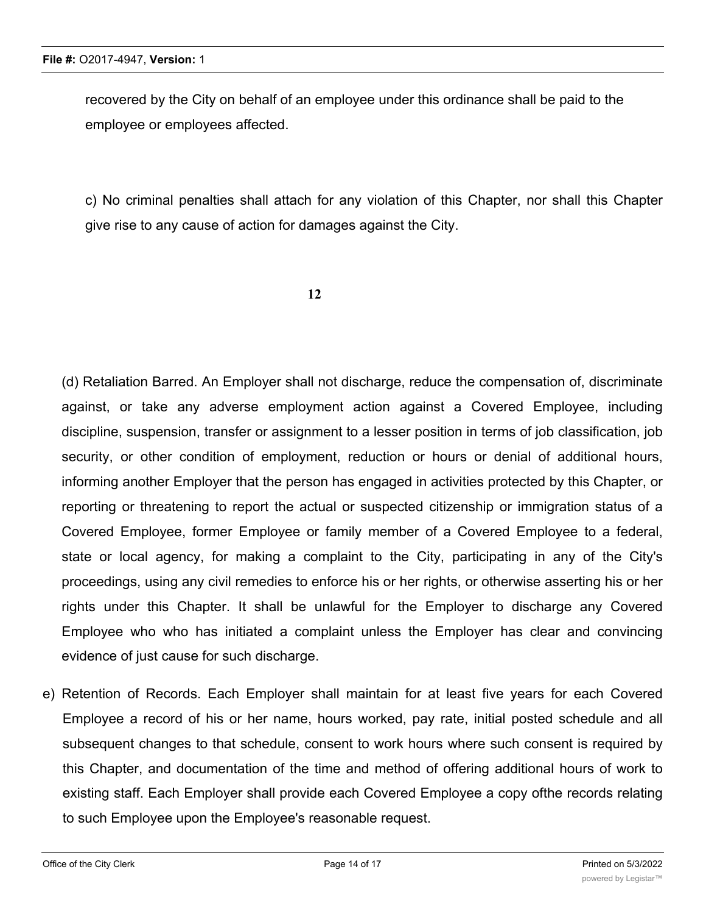recovered by the City on behalf of an employee under this ordinance shall be paid to the employee or employees affected.

c) No criminal penalties shall attach for any violation of this Chapter, nor shall this Chapter give rise to any cause of action for damages against the City.

**12**

(d) Retaliation Barred. An Employer shall not discharge, reduce the compensation of, discriminate against, or take any adverse employment action against a Covered Employee, including discipline, suspension, transfer or assignment to a lesser position in terms of job classification, job security, or other condition of employment, reduction or hours or denial of additional hours, informing another Employer that the person has engaged in activities protected by this Chapter, or reporting or threatening to report the actual or suspected citizenship or immigration status of a Covered Employee, former Employee or family member of a Covered Employee to a federal, state or local agency, for making a complaint to the City, participating in any of the City's proceedings, using any civil remedies to enforce his or her rights, or otherwise asserting his or her rights under this Chapter. It shall be unlawful for the Employer to discharge any Covered Employee who who has initiated a complaint unless the Employer has clear and convincing evidence of just cause for such discharge.

e) Retention of Records. Each Employer shall maintain for at least five years for each Covered Employee a record of his or her name, hours worked, pay rate, initial posted schedule and all subsequent changes to that schedule, consent to work hours where such consent is required by this Chapter, and documentation of the time and method of offering additional hours of work to existing staff. Each Employer shall provide each Covered Employee a copy ofthe records relating to such Employee upon the Employee's reasonable request.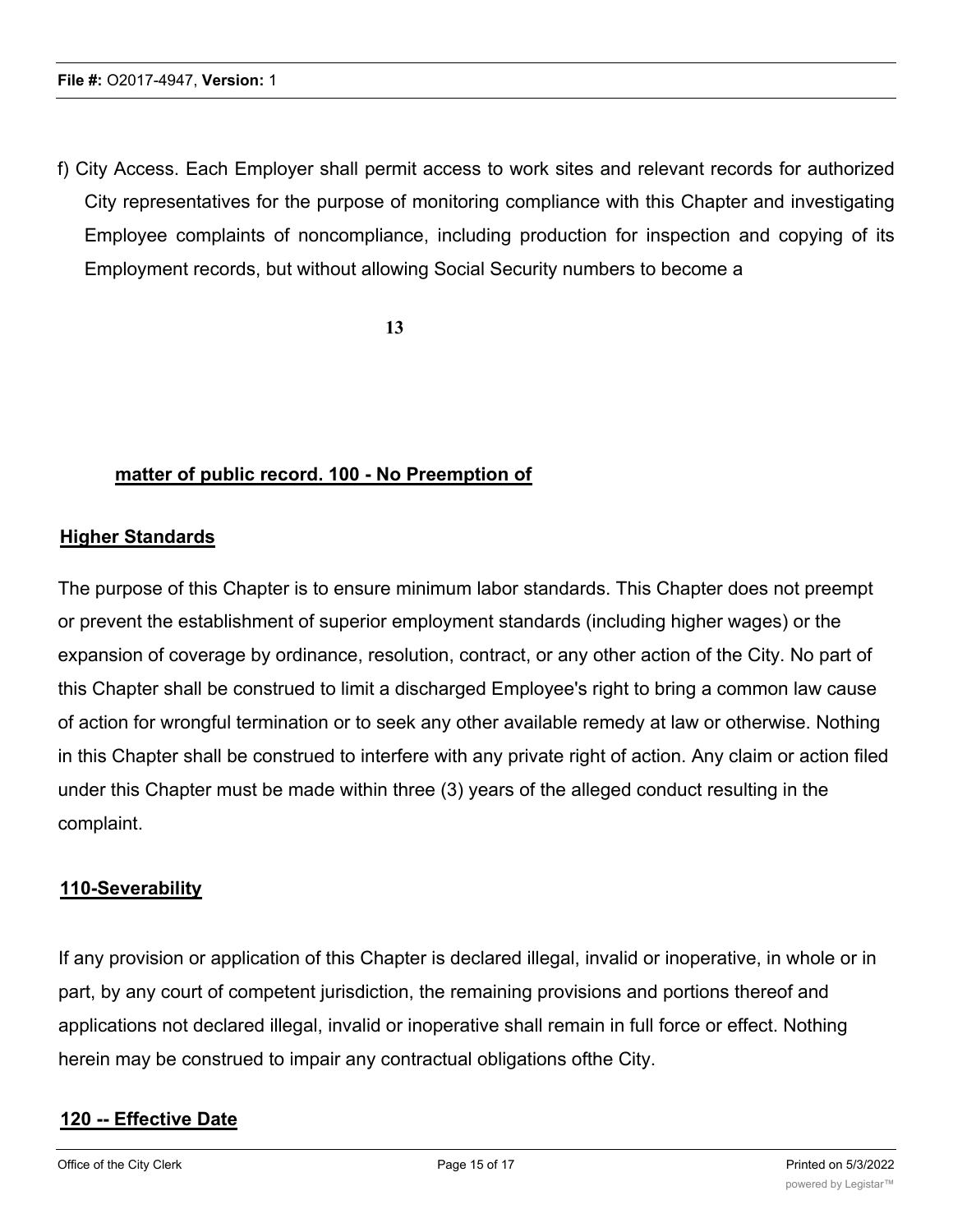f) City Access. Each Employer shall permit access to work sites and relevant records for authorized City representatives for the purpose of monitoring compliance with this Chapter and investigating Employee complaints of noncompliance, including production for inspection and copying of its Employment records, but without allowing Social Security numbers to become a

**matter of public record. 100 - No Preemption of**

**Higher Standards**

The purpose of this Chapter is to ensure minimum labor standards. This Chapter does not preempt or prevent the establishment of superior employment standards (including higher wages) or the expansion of coverage by ordinance, resolution, contract, or any other action of the City. No part of this Chapter shall be construed to limit a discharged Employee's right to bring a common law cause of action for wrongful termination or to seek any other available remedy at law or otherwise. Nothing in this Chapter shall be construed to interfere with any private right of action. Any claim or action filed under this Chapter must be made within three (3) years of the alleged conduct resulting in the complaint.

**110-Severability**

If any provision or application of this Chapter is declared illegal, invalid or inoperative, in whole or in part, by any court of competent jurisdiction, the remaining provisions and portions thereof and applications not declared illegal, invalid or inoperative shall remain in full force or effect. Nothing herein may be construed to impair any contractual obligations ofthe City.

**120 -- Effective Date**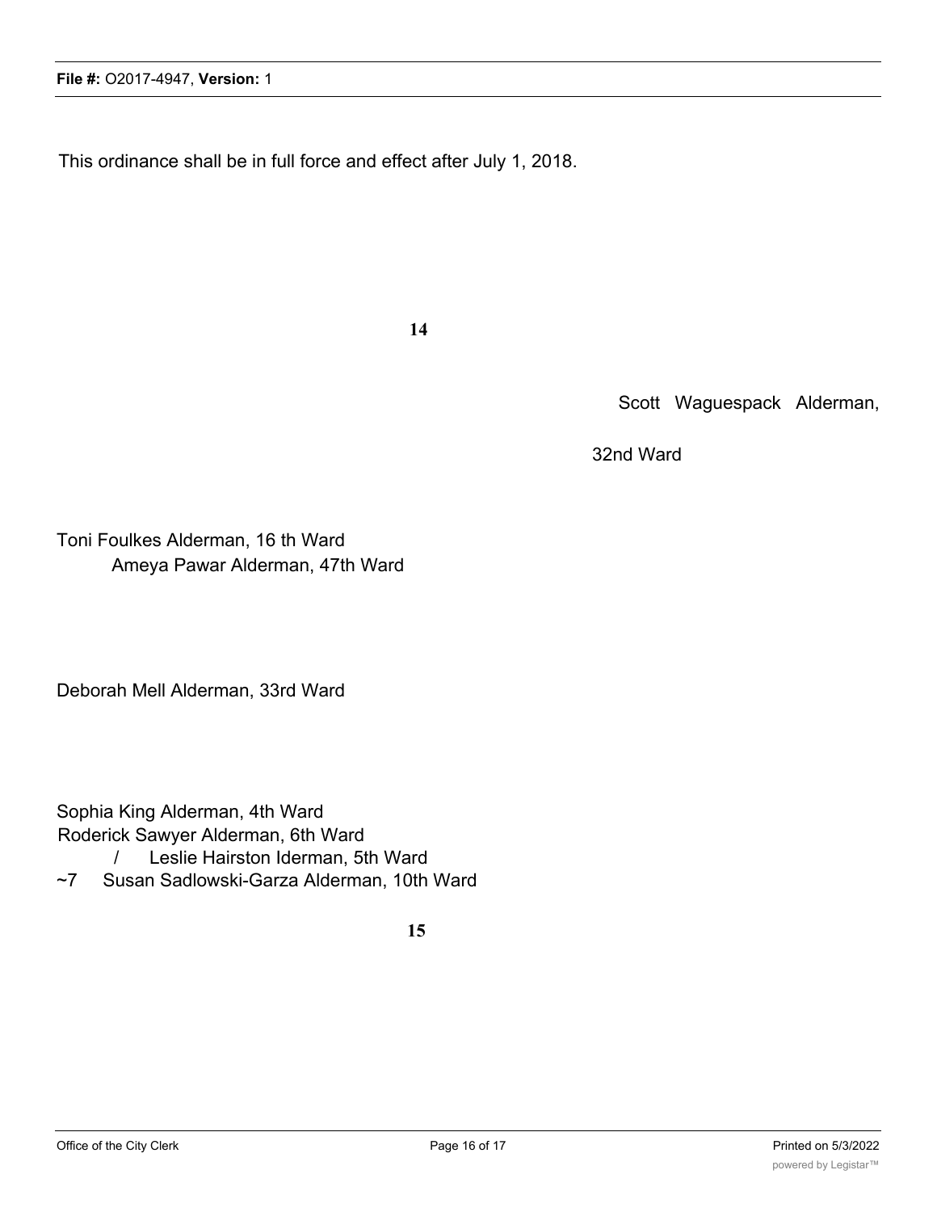This ordinance shall be in full force and effect after July 1, 2018.

14

Scott Waguespack Alderman,

32nd Ward

Toni Foulkes Alderman, 16 th Ward

Ameya Pawar Alderman, 47th Ward

Deborah Mell Alderman, 33rd Ward

Sophia King Alderman, 4th Ward

Roderick Sawyer Alderman, 6th Ward

/ Leslie Hairston Iderman, 5th Ward

~7 Susan Sadlowski-Garza Alderman, 10th Ward

15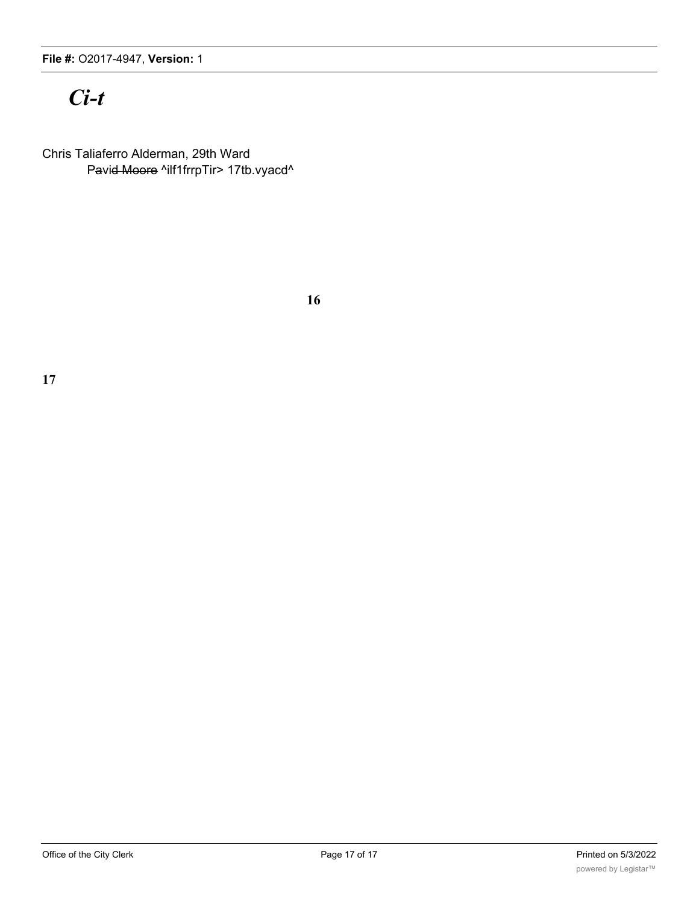*Ci-t*

Chris Taliaferro Alderman, 29th Ward
Pa~~vid Moore~~ ^ilf1frrpTir> 17tb.vyacd^

**16**

**17**